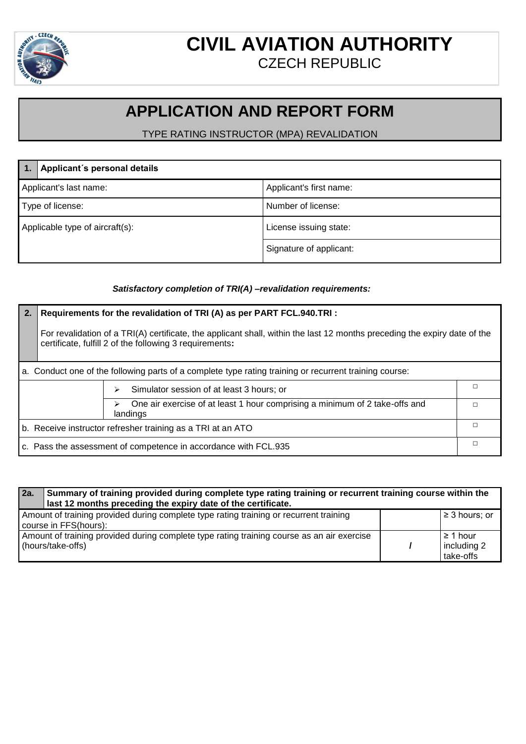# CIVIL AVIATION AUTHORITY

CZECH REPUBLIC

## APPLICATION AND REPORT FORM

TYPE RATING INSTRUCTOR (MPA) REVALIDATION

| **1.** | **Applicant´s personal details** |
|---|---|
| Applicant's last name: | Applicant's first name: |
| Type of license: | Number of license: |
| Applicable type of aircraft(s): | License issuing state: |
| | Signature of applicant: |

***Satisfactory completion of TRI(A) –revalidation requirements:***

| **2.** | **Requirements for the revalidation of TRI (A) as per PART FCL.940.TRI :** For revalidation of a TRI(A) certificate, the applicant shall, within the last 12 months preceding the expiry date of the certificate, fulfill 2 of the following 3 requirements**:** | |
|---|---|---|
| a. Conduct one of the following parts of a complete type rating training or recurrent training course: | | |
| | ➢ Simulator session of at least 3 hours; or | □ |
| | ➢ One air exercise of at least 1 hour comprising a minimum of 2 take-offs and landings | □ |
| b. Receive instructor refresher training as a TRI at an ATO | | □ |
| c. Pass the assessment of competence in accordance with FCL.935 | | □ |

| **2a.** | **Summary of training provided during complete type rating training or recurrent training course within the last 12 months preceding the expiry date of the certificate.** | |
|---|---|---|
| Amount of training provided during complete type rating training or recurrent training course in FFS(hours): | | ≥ 3 hours; or |
| Amount of training provided during complete type rating training course as an air exercise (hours/take-offs) | **/** | ≥ 1 hour including 2 take-offs |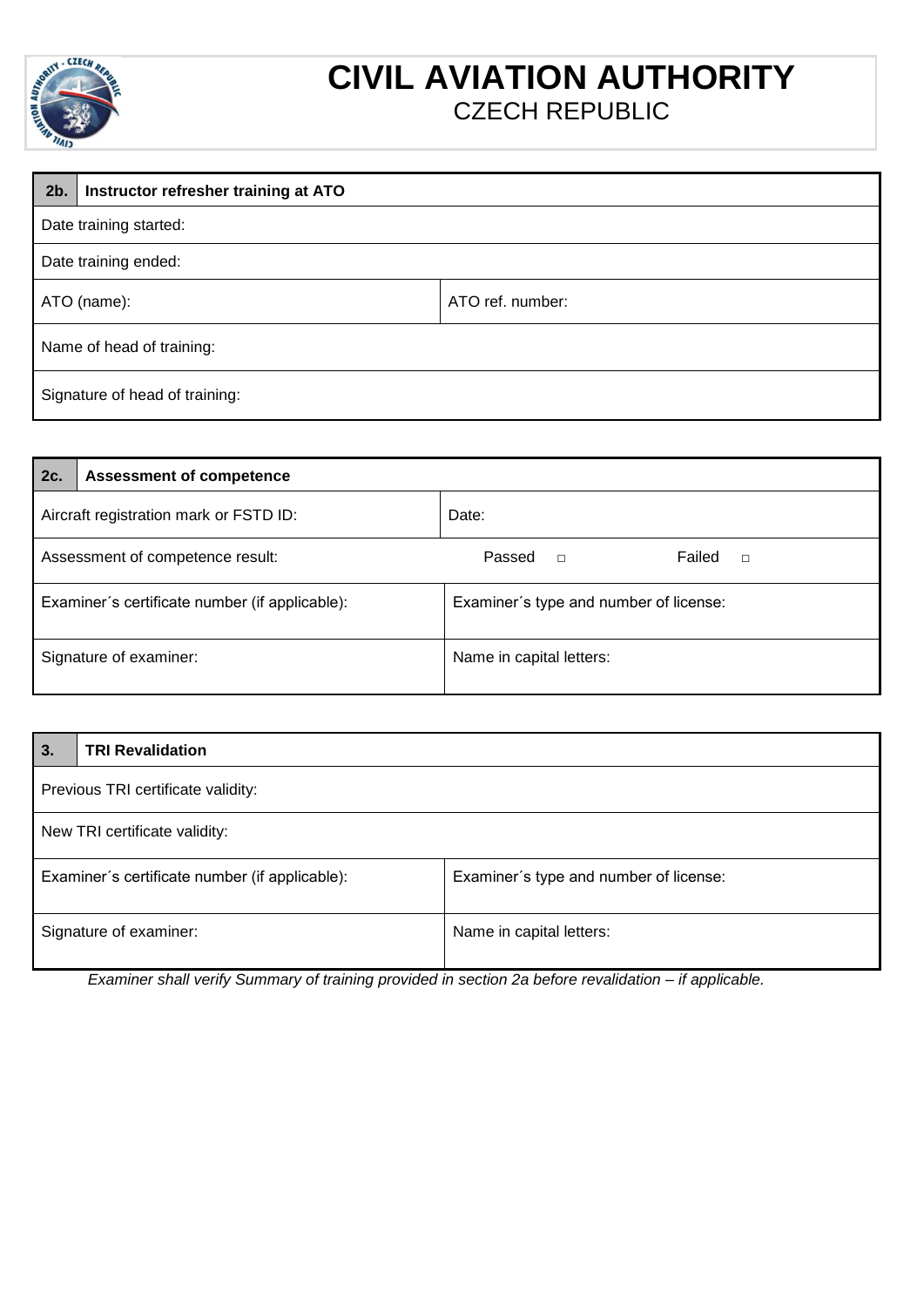# CIVIL AVIATION AUTHORITY
CZECH REPUBLIC

| 2b. | Instructor refresher training at ATO |
|---|---|
| Date training started: | |
| Date training ended: | |
| ATO (name): | ATO ref. number: |
| Name of head of training: | |
| Signature of head of training: | |

| 2c. | Assessment of competence | | |
|---|---|---|---|
| Aircraft registration mark or FSTD ID: | Date: | | |
| Assessment of competence result: | Passed □ | Failed □ | |
| Examiner´s certificate number (if applicable): | Examiner´s type and number of license: | | |
| Signature of examiner: | Name in capital letters: | | |

| 3. | TRI Revalidation |
|---|---|
| Previous TRI certificate validity: | |
| New TRI certificate validity: | |
| Examiner´s certificate number (if applicable): | Examiner´s type and number of license: |
| Signature of examiner: | Name in capital letters: |

*Examiner shall verify Summary of training provided in section 2a before revalidation – if applicable.*